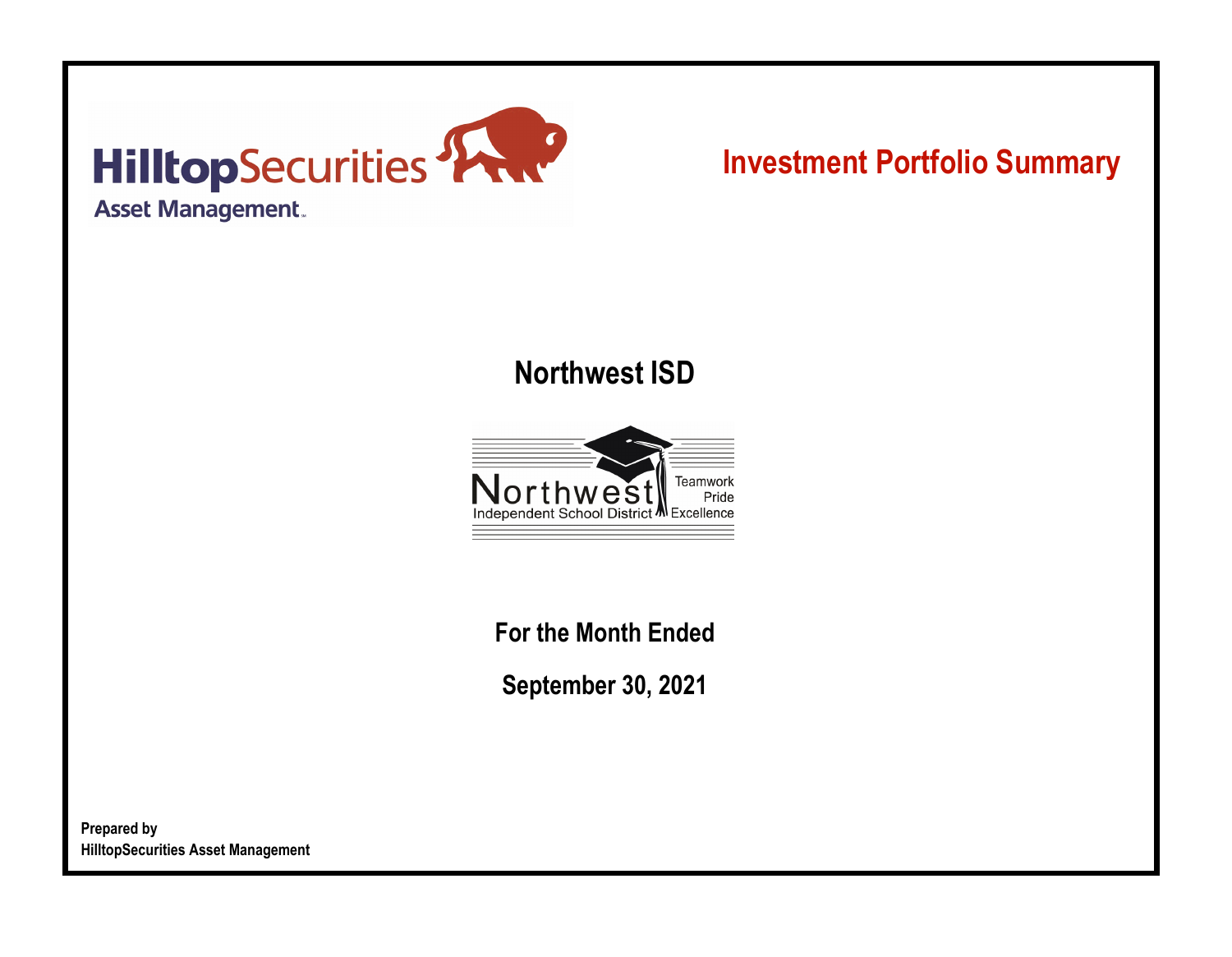HilltopSecurities
Asset Management

# Investment Portfolio Summary

## Northwest ISD

Northwest
Independent School District
Teamwork
Pride
Excellence

**For the Month Ended**

**September 30, 2021**

**Prepared by**
**HilltopSecurities Asset Management**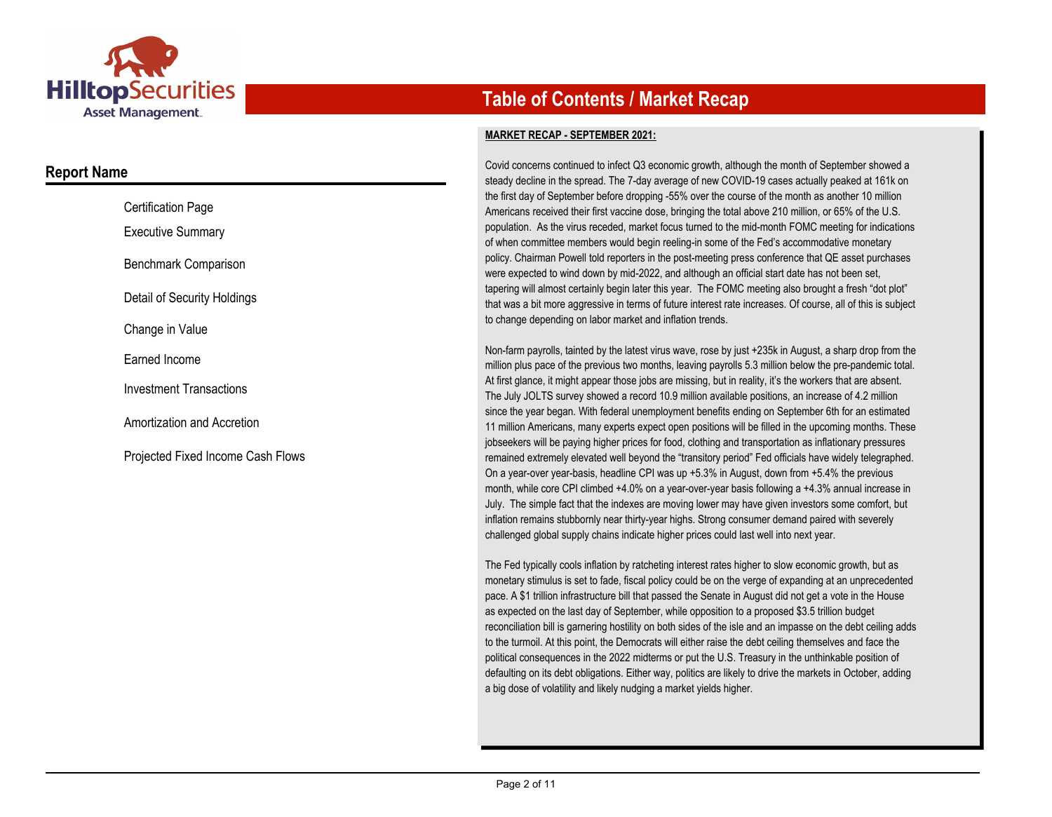# Table of Contents / Market Recap

## Report Name

- Certification Page
- Executive Summary
- Benchmark Comparison
- Detail of Security Holdings
- Change in Value
- Earned Income
- Investment Transactions
- Amortization and Accretion
- Projected Fixed Income Cash Flows

**MARKET RECAP - SEPTEMBER 2021:**

Covid concerns continued to infect Q3 economic growth, although the month of September showed a steady decline in the spread. The 7-day average of new COVID-19 cases actually peaked at 161k on the first day of September before dropping -55% over the course of the month as another 10 million Americans received their first vaccine dose, bringing the total above 210 million, or 65% of the U.S. population. As the virus receded, market focus turned to the mid-month FOMC meeting for indications of when committee members would begin reeling-in some of the Fed's accommodative monetary policy. Chairman Powell told reporters in the post-meeting press conference that QE asset purchases were expected to wind down by mid-2022, and although an official start date has not been set, tapering will almost certainly begin later this year. The FOMC meeting also brought a fresh "dot plot" that was a bit more aggressive in terms of future interest rate increases. Of course, all of this is subject to change depending on labor market and inflation trends.

Non-farm payrolls, tainted by the latest virus wave, rose by just +235k in August, a sharp drop from the million plus pace of the previous two months, leaving payrolls 5.3 million below the pre-pandemic total. At first glance, it might appear those jobs are missing, but in reality, it's the workers that are absent. The July JOLTS survey showed a record 10.9 million available positions, an increase of 4.2 million since the year began. With federal unemployment benefits ending on September 6th for an estimated 11 million Americans, many experts expect open positions will be filled in the upcoming months. These jobseekers will be paying higher prices for food, clothing and transportation as inflationary pressures remained extremely elevated well beyond the "transitory period" Fed officials have widely telegraphed. On a year-over year-basis, headline CPI was up +5.3% in August, down from +5.4% the previous month, while core CPI climbed +4.0% on a year-over-year basis following a +4.3% annual increase in July. The simple fact that the indexes are moving lower may have given investors some comfort, but inflation remains stubbornly near thirty-year highs. Strong consumer demand paired with severely challenged global supply chains indicate higher prices could last well into next year.

The Fed typically cools inflation by ratcheting interest rates higher to slow economic growth, but as monetary stimulus is set to fade, fiscal policy could be on the verge of expanding at an unprecedented pace. A $1 trillion infrastructure bill that passed the Senate in August did not get a vote in the House as expected on the last day of September, while opposition to a proposed $3.5 trillion budget reconciliation bill is garnering hostility on both sides of the isle and an impasse on the debt ceiling adds to the turmoil. At this point, the Democrats will either raise the debt ceiling themselves and face the political consequences in the 2022 midterms or put the U.S. Treasury in the unthinkable position of defaulting on its debt obligations. Either way, politics are likely to drive the markets in October, adding a big dose of volatility and likely nudging a market yields higher.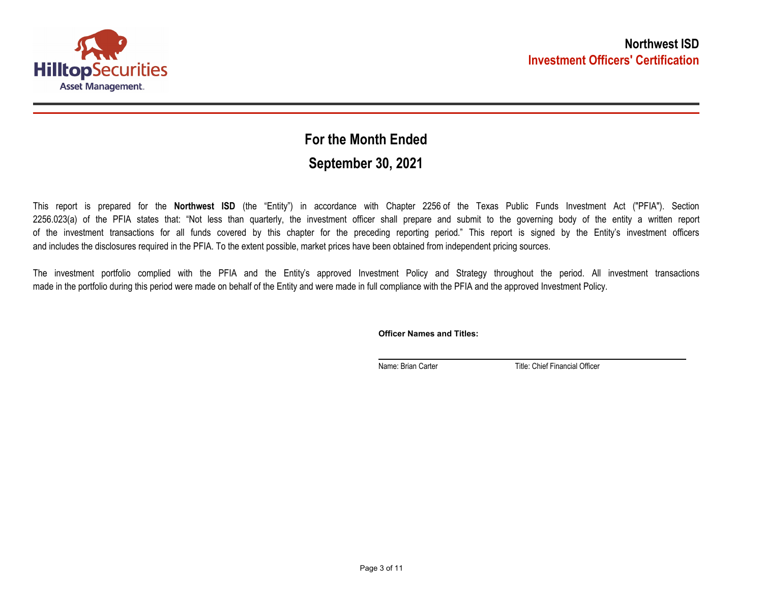Hilltop Securities Asset Management

# Northwest ISD
## Investment Officers' Certification

## For the Month Ended
## September 30, 2021

This report is prepared for the **Northwest ISD** (the "Entity") in accordance with Chapter 2256 of the Texas Public Funds Investment Act ("PFIA"). Section 2256.023(a) of the PFIA states that: "Not less than quarterly, the investment officer shall prepare and submit to the governing body of the entity a written report of the investment transactions for all funds covered by this chapter for the preceding reporting period." This report is signed by the Entity's investment officers and includes the disclosures required in the PFIA. To the extent possible, market prices have been obtained from independent pricing sources.

The investment portfolio complied with the PFIA and the Entity's approved Investment Policy and Strategy throughout the period. All investment transactions made in the portfolio during this period were made on behalf of the Entity and were made in full compliance with the PFIA and the approved Investment Policy.

**Officer Names and Titles:**

Name: Brian Carter    Title: Chief Financial Officer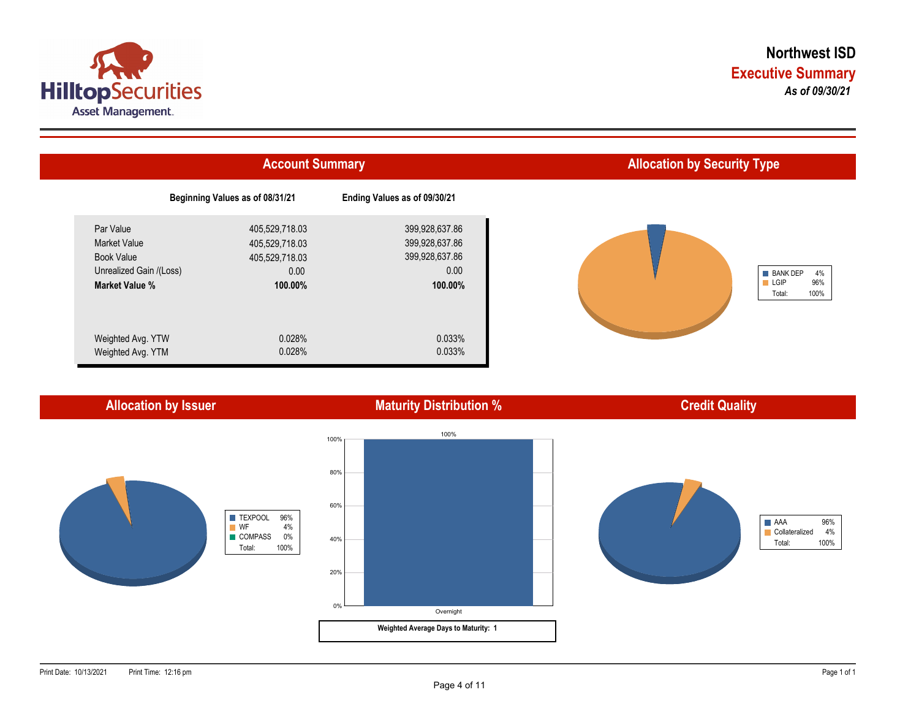# Northwest ISD

## Executive Summary

*As of 09/30/21*

## Account Summary

| | Beginning Values as of 08/31/21 | Ending Values as of 09/30/21 |
|---|---|---|
| Par Value | 405,529,718.03 | 399,928,637.86 |
| Market Value | 405,529,718.03 | 399,928,637.86 |
| Book Value | 405,529,718.03 | 399,928,637.86 |
| Unrealized Gain /(Loss) | 0.00 | 0.00 |
| **Market Value %** | **100.00%** | **100.00%** |
| Weighted Avg. YTW | 0.028% | 0.033% |
| Weighted Avg. YTM | 0.028% | 0.033% |

## Allocation by Security Type

| Type | % |
|---|---|
| BANK DEP | 4% |
| LGIP | 96% |
| Total: | 100% |

## Allocation by Issuer

| Issuer | % |
|---|---|
| TEXPOOL | 96% |
| WF | 4% |
| COMPASS | 0% |
| Total: | 100% |

## Maturity Distribution %

| Maturity | % |
|---|---|
| Overnight | 100% |

**Weighted Average Days to Maturity: 1**

## Credit Quality

| Rating | % |
|---|---|
| AAA | 96% |
| Collateralized | 4% |
| Total: | 100% |

Print Date: 10/13/2021 Print Time: 12:16 pm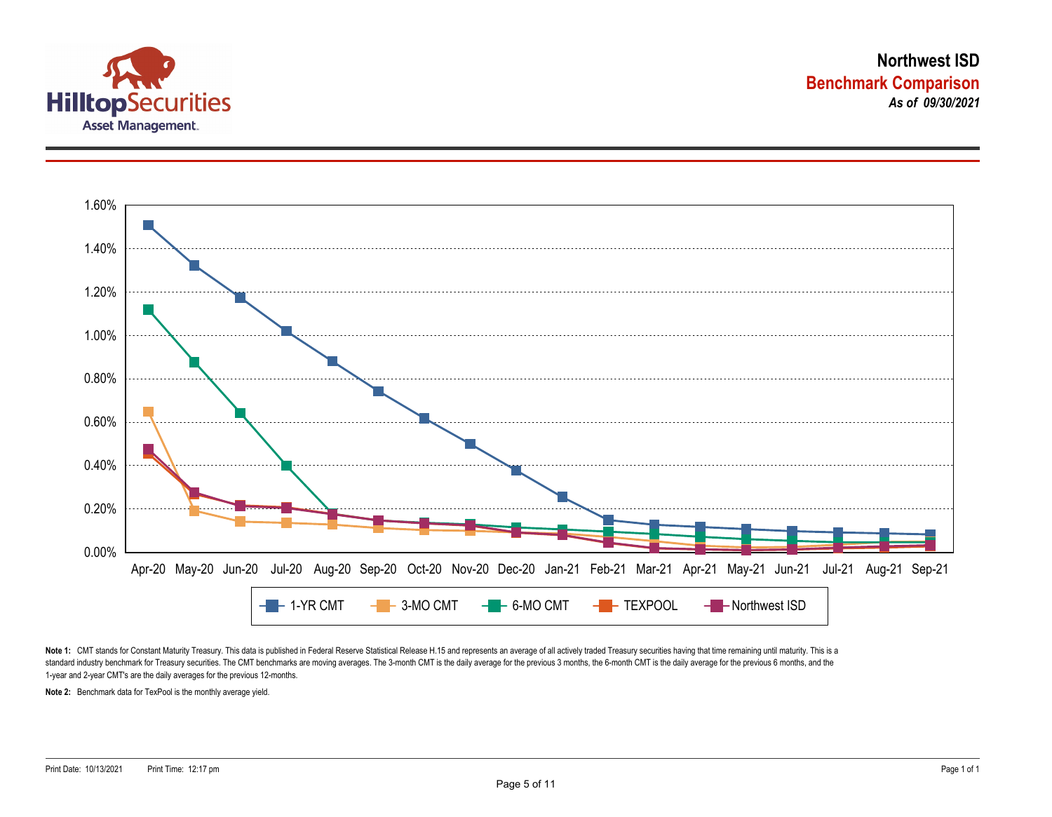# Northwest ISD

## Benchmark Comparison

***As of 09/30/2021***

**Note 1:** CMT stands for Constant Maturity Treasury. This data is published in Federal Reserve Statistical Release H.15 and represents an average of all actively traded Treasury securities having that time remaining until maturity. This is a standard industry benchmark for Treasury securities. The CMT benchmarks are moving averages. The 3-month CMT is the daily average for the previous 3 months, the 6-month CMT is the daily average for the previous 6 months, and the 1-year and 2-year CMT's are the daily averages for the previous 12-months.

**Note 2:** Benchmark data for TexPool is the monthly average yield.

Print Date: 10/13/2021 Print Time: 12:17 pm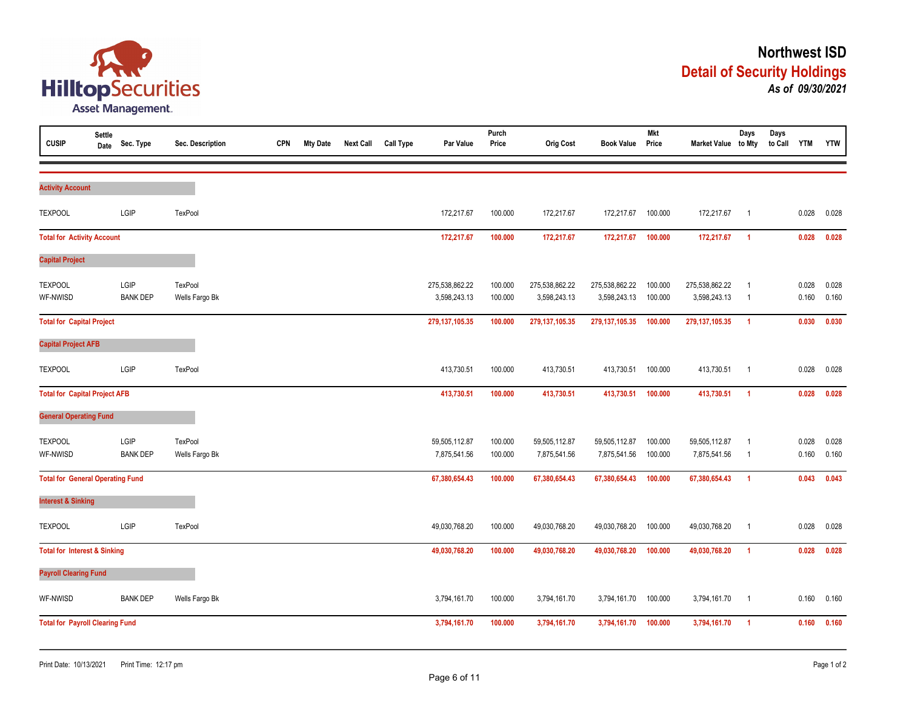# Northwest ISD

## Detail of Security Holdings

***As of 09/30/2021***

| CUSIP | Settle Date | Sec. Type | Sec. Description | CPN | Mty Date | Next Call | Call Type | Par Value | Purch Price | Orig Cost | Book Value | Mkt Price | Market Value | Days to Mty | Days to Call | YTM | YTW |
|---|---|---|---|---|---|---|---|---|---|---|---|---|---|---|---|---|---|
| **Activity Account** | | | | | | | | | | | | | | | | | |
| TEXPOOL | | LGIP | TexPool | | | | | 172,217.67 | 100.000 | 172,217.67 | 172,217.67 | 100.000 | 172,217.67 | 1 | | 0.028 | 0.028 |
| **Total for Activity Account** | | | | | | | | **172,217.67** | **100.000** | **172,217.67** | **172,217.67** | **100.000** | **172,217.67** | **1** | | **0.028** | **0.028** |
| **Capital Project** | | | | | | | | | | | | | | | | | |
| TEXPOOL | | LGIP | TexPool | | | | | 275,538,862.22 | 100.000 | 275,538,862.22 | 275,538,862.22 | 100.000 | 275,538,862.22 | 1 | | 0.028 | 0.028 |
| WF-NWISD | | BANK DEP | Wells Fargo Bk | | | | | 3,598,243.13 | 100.000 | 3,598,243.13 | 3,598,243.13 | 100.000 | 3,598,243.13 | 1 | | 0.160 | 0.160 |
| **Total for Capital Project** | | | | | | | | **279,137,105.35** | **100.000** | **279,137,105.35** | **279,137,105.35** | **100.000** | **279,137,105.35** | **1** | | **0.030** | **0.030** |
| **Capital Project AFB** | | | | | | | | | | | | | | | | | |
| TEXPOOL | | LGIP | TexPool | | | | | 413,730.51 | 100.000 | 413,730.51 | 413,730.51 | 100.000 | 413,730.51 | 1 | | 0.028 | 0.028 |
| **Total for Capital Project AFB** | | | | | | | | **413,730.51** | **100.000** | **413,730.51** | **413,730.51** | **100.000** | **413,730.51** | **1** | | **0.028** | **0.028** |
| **General Operating Fund** | | | | | | | | | | | | | | | | | |
| TEXPOOL | | LGIP | TexPool | | | | | 59,505,112.87 | 100.000 | 59,505,112.87 | 59,505,112.87 | 100.000 | 59,505,112.87 | 1 | | 0.028 | 0.028 |
| WF-NWISD | | BANK DEP | Wells Fargo Bk | | | | | 7,875,541.56 | 100.000 | 7,875,541.56 | 7,875,541.56 | 100.000 | 7,875,541.56 | 1 | | 0.160 | 0.160 |
| **Total for General Operating Fund** | | | | | | | | **67,380,654.43** | **100.000** | **67,380,654.43** | **67,380,654.43** | **100.000** | **67,380,654.43** | **1** | | **0.043** | **0.043** |
| **Interest & Sinking** | | | | | | | | | | | | | | | | | |
| TEXPOOL | | LGIP | TexPool | | | | | 49,030,768.20 | 100.000 | 49,030,768.20 | 49,030,768.20 | 100.000 | 49,030,768.20 | 1 | | 0.028 | 0.028 |
| **Total for Interest & Sinking** | | | | | | | | **49,030,768.20** | **100.000** | **49,030,768.20** | **49,030,768.20** | **100.000** | **49,030,768.20** | **1** | | **0.028** | **0.028** |
| **Payroll Clearing Fund** | | | | | | | | | | | | | | | | | |
| WF-NWISD | | BANK DEP | Wells Fargo Bk | | | | | 3,794,161.70 | 100.000 | 3,794,161.70 | 3,794,161.70 | 100.000 | 3,794,161.70 | 1 | | 0.160 | 0.160 |
| **Total for Payroll Clearing Fund** | | | | | | | | **3,794,161.70** | **100.000** | **3,794,161.70** | **3,794,161.70** | **100.000** | **3,794,161.70** | **1** | | **0.160** | **0.160** |

Print Date: 10/13/2021 Print Time: 12:17 pm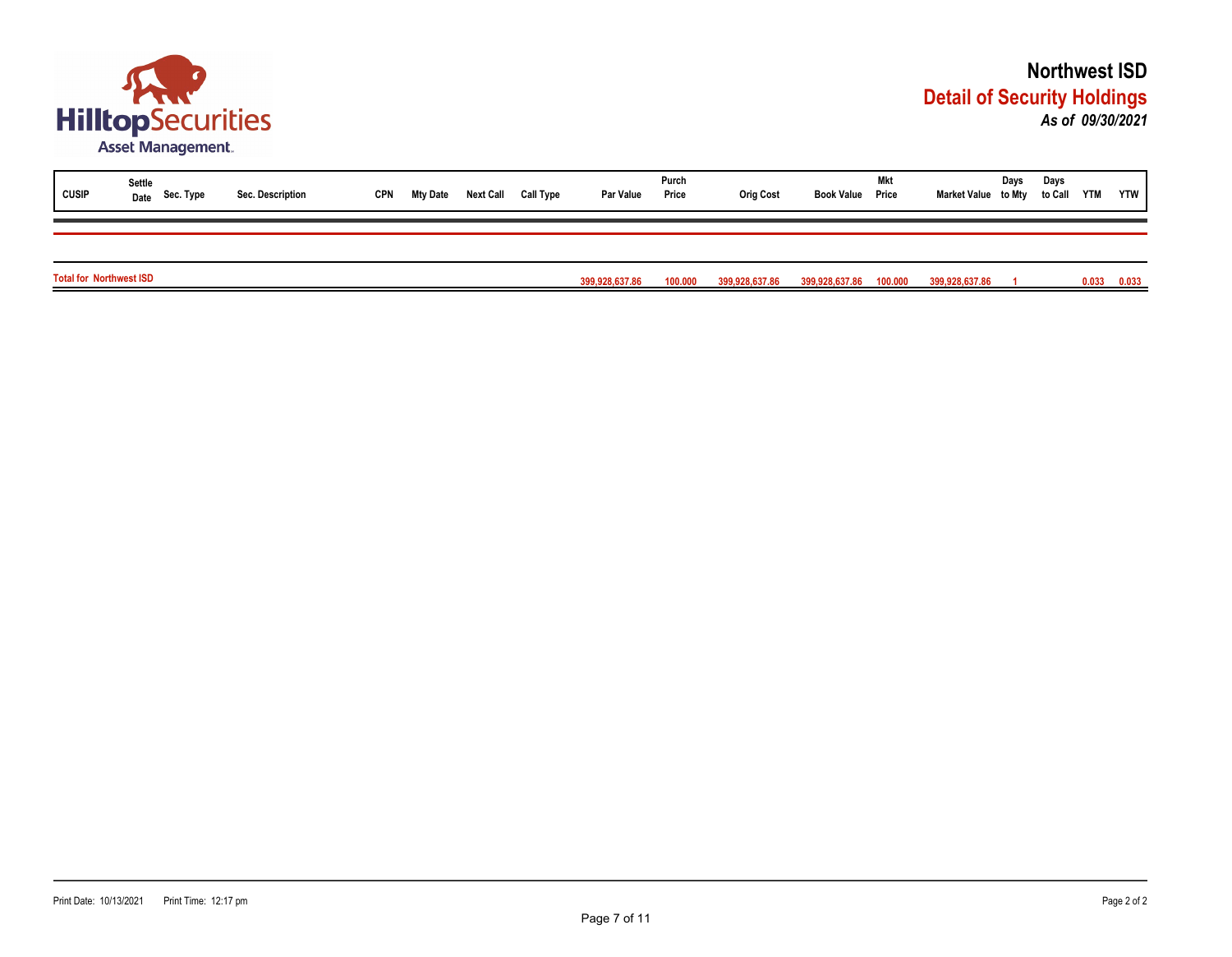# Northwest ISD

## Detail of Security Holdings

*As of 09/30/2021*

| CUSIP | Settle Date | Sec. Type | Sec. Description | CPN | Mty Date | Next Call | Call Type | Par Value | Purch Price | Orig Cost | Book Value | Mkt Price | Market Value | Days to Mty | Days to Call | YTM | YTW |
|---|---|---|---|---|---|---|---|---|---|---|---|---|---|---|---|---|---|
| **Total for Northwest ISD** | | | | | | | | **399,928,637.86** | **100.000** | **399,928,637.86** | **399,928,637.86** | **100.000** | **399,928,637.86** | **1** | | **0.033** | **0.033** |

Print Date: 10/13/2021 Print Time: 12:17 pm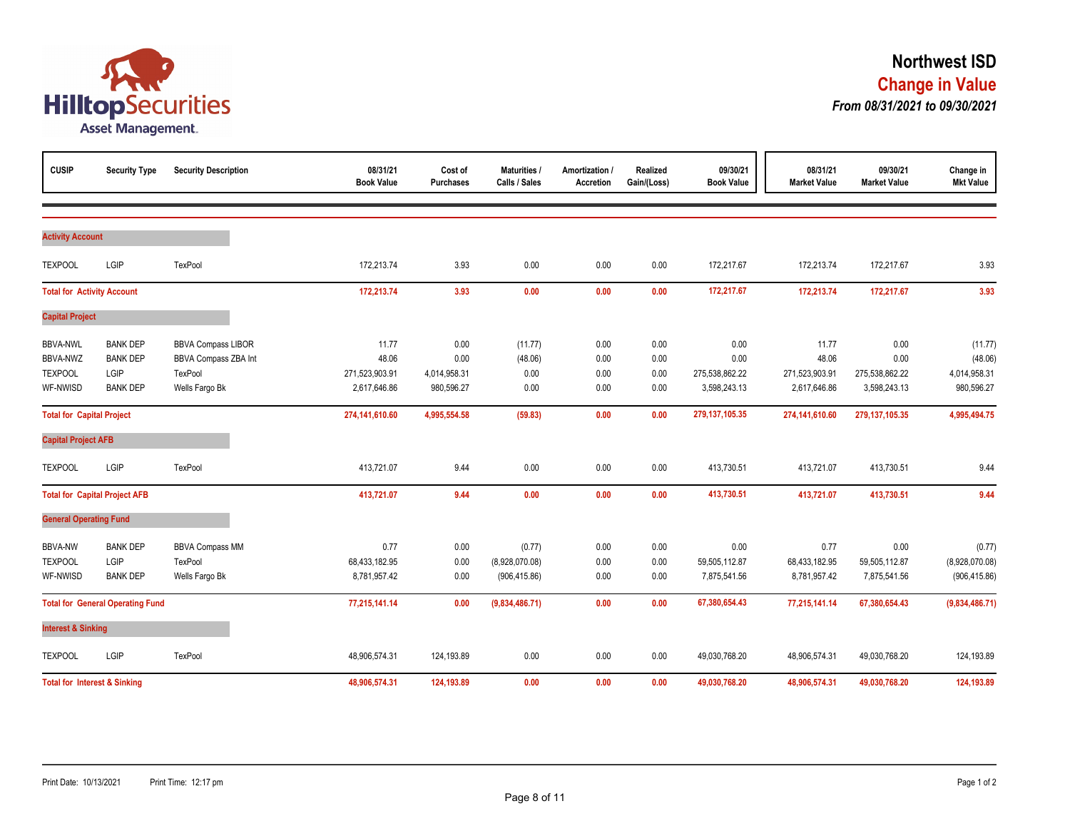# Northwest ISD

## Change in Value

***From 08/31/2021 to 09/30/2021***

| CUSIP | Security Type | Security Description | 08/31/21 Book Value | Cost of Purchases | Maturities / Calls / Sales | Amortization / Accretion | Realized Gain/(Loss) | 09/30/21 Book Value | 08/31/21 Market Value | 09/30/21 Market Value | Change in Mkt Value |
|---|---|---|---|---|---|---|---|---|---|---|---|
| **Activity Account** | | | | | | | | | | | |
| TEXPOOL | LGIP | TexPool | 172,213.74 | 3.93 | 0.00 | 0.00 | 0.00 | 172,217.67 | 172,213.74 | 172,217.67 | 3.93 |
| **Total for Activity Account** | | | **172,213.74** | **3.93** | **0.00** | **0.00** | **0.00** | **172,217.67** | **172,213.74** | **172,217.67** | **3.93** |
| **Capital Project** | | | | | | | | | | | |
| BBVA-NWL | BANK DEP | BBVA Compass LIBOR | 11.77 | 0.00 | (11.77) | 0.00 | 0.00 | 0.00 | 11.77 | 0.00 | (11.77) |
| BBVA-NWZ | BANK DEP | BBVA Compass ZBA Int | 48.06 | 0.00 | (48.06) | 0.00 | 0.00 | 0.00 | 48.06 | 0.00 | (48.06) |
| TEXPOOL | LGIP | TexPool | 271,523,903.91 | 4,014,958.31 | 0.00 | 0.00 | 0.00 | 275,538,862.22 | 271,523,903.91 | 275,538,862.22 | 4,014,958.31 |
| WF-NWISD | BANK DEP | Wells Fargo Bk | 2,617,646.86 | 980,596.27 | 0.00 | 0.00 | 0.00 | 3,598,243.13 | 2,617,646.86 | 3,598,243.13 | 980,596.27 |
| **Total for Capital Project** | | | **274,141,610.60** | **4,995,554.58** | **(59.83)** | **0.00** | **0.00** | **279,137,105.35** | **274,141,610.60** | **279,137,105.35** | **4,995,494.75** |
| **Capital Project AFB** | | | | | | | | | | | |
| TEXPOOL | LGIP | TexPool | 413,721.07 | 9.44 | 0.00 | 0.00 | 0.00 | 413,730.51 | 413,721.07 | 413,730.51 | 9.44 |
| **Total for Capital Project AFB** | | | **413,721.07** | **9.44** | **0.00** | **0.00** | **0.00** | **413,730.51** | **413,721.07** | **413,730.51** | **9.44** |
| **General Operating Fund** | | | | | | | | | | | |
| BBVA-NW | BANK DEP | BBVA Compass MM | 0.77 | 0.00 | (0.77) | 0.00 | 0.00 | 0.00 | 0.77 | 0.00 | (0.77) |
| TEXPOOL | LGIP | TexPool | 68,433,182.95 | 0.00 | (8,928,070.08) | 0.00 | 0.00 | 59,505,112.87 | 68,433,182.95 | 59,505,112.87 | (8,928,070.08) |
| WF-NWISD | BANK DEP | Wells Fargo Bk | 8,781,957.42 | 0.00 | (906,415.86) | 0.00 | 0.00 | 7,875,541.56 | 8,781,957.42 | 7,875,541.56 | (906,415.86) |
| **Total for General Operating Fund** | | | **77,215,141.14** | **0.00** | **(9,834,486.71)** | **0.00** | **0.00** | **67,380,654.43** | **77,215,141.14** | **67,380,654.43** | **(9,834,486.71)** |
| **Interest & Sinking** | | | | | | | | | | | |
| TEXPOOL | LGIP | TexPool | 48,906,574.31 | 124,193.89 | 0.00 | 0.00 | 0.00 | 49,030,768.20 | 48,906,574.31 | 49,030,768.20 | 124,193.89 |
| **Total for Interest & Sinking** | | | **48,906,574.31** | **124,193.89** | **0.00** | **0.00** | **0.00** | **49,030,768.20** | **48,906,574.31** | **49,030,768.20** | **124,193.89** |

Print Date: 10/13/2021 Print Time: 12:17 pm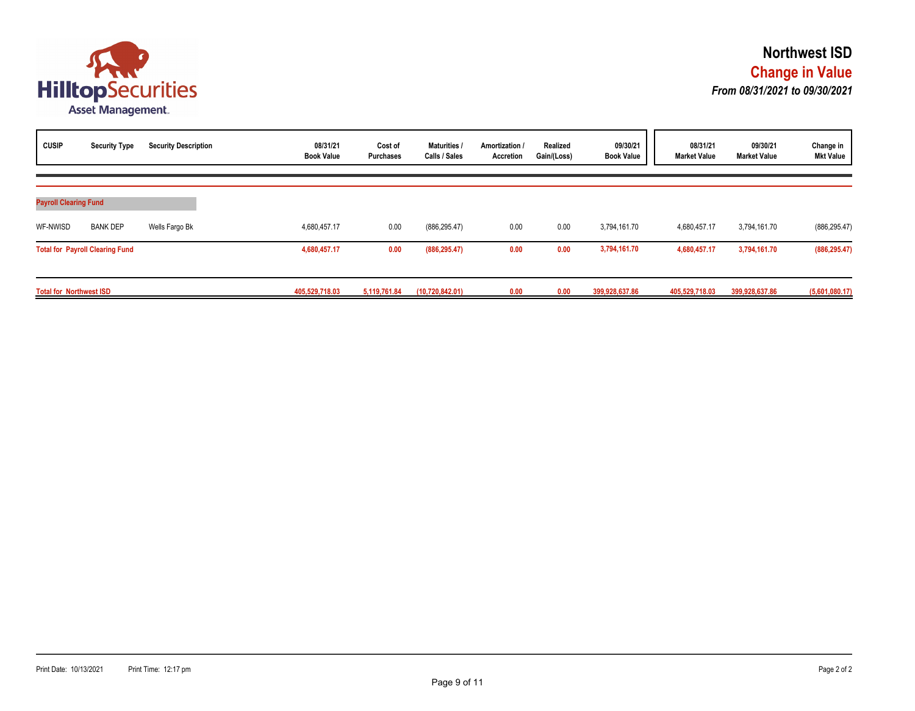# Northwest ISD

## Change in Value

***From 08/31/2021 to 09/30/2021***

| CUSIP | Security Type | Security Description | 08/31/21 Book Value | Cost of Purchases | Maturities / Calls / Sales | Amortization / Accretion | Realized Gain/(Loss) | 09/30/21 Book Value | 08/31/21 Market Value | 09/30/21 Market Value | Change in Mkt Value |
|---|---|---|---|---|---|---|---|---|---|---|---|
| **Payroll Clearing Fund** | | | | | | | | | | | |
| WF-NWISD | BANK DEP | Wells Fargo Bk | 4,680,457.17 | 0.00 | (886,295.47) | 0.00 | 0.00 | 3,794,161.70 | 4,680,457.17 | 3,794,161.70 | (886,295.47) |
| **Total for Payroll Clearing Fund** | | | **4,680,457.17** | **0.00** | **(886,295.47)** | **0.00** | **0.00** | **3,794,161.70** | **4,680,457.17** | **3,794,161.70** | **(886,295.47)** |
| **Total for Northwest ISD** | | | **405,529,718.03** | **5,119,761.84** | **(10,720,842.01)** | **0.00** | **0.00** | **399,928,637.86** | **405,529,718.03** | **399,928,637.86** | **(5,601,080.17)** |

Print Date: 10/13/2021 Print Time: 12:17 pm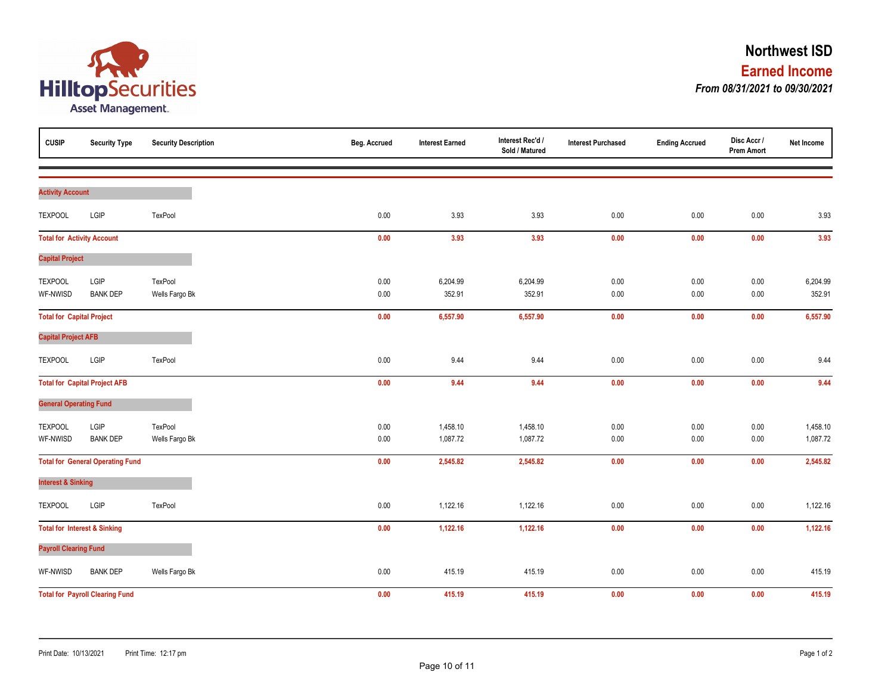# Northwest ISD

## Earned Income

***From 08/31/2021 to 09/30/2021***

| CUSIP | Security Type | Security Description | Beg. Accrued | Interest Earned | Interest Rec'd / Sold / Matured | Interest Purchased | Ending Accrued | Disc Accr / Prem Amort | Net Income |
|---|---|---|---|---|---|---|---|---|---|
| **Activity Account** | | | | | | | | | |
| TEXPOOL | LGIP | TexPool | 0.00 | 3.93 | 3.93 | 0.00 | 0.00 | 0.00 | 3.93 |
| **Total for Activity Account** | | | **0.00** | **3.93** | **3.93** | **0.00** | **0.00** | **0.00** | **3.93** |
| **Capital Project** | | | | | | | | | |
| TEXPOOL | LGIP | TexPool | 0.00 | 6,204.99 | 6,204.99 | 0.00 | 0.00 | 0.00 | 6,204.99 |
| WF-NWISD | BANK DEP | Wells Fargo Bk | 0.00 | 352.91 | 352.91 | 0.00 | 0.00 | 0.00 | 352.91 |
| **Total for Capital Project** | | | **0.00** | **6,557.90** | **6,557.90** | **0.00** | **0.00** | **0.00** | **6,557.90** |
| **Capital Project AFB** | | | | | | | | | |
| TEXPOOL | LGIP | TexPool | 0.00 | 9.44 | 9.44 | 0.00 | 0.00 | 0.00 | 9.44 |
| **Total for Capital Project AFB** | | | **0.00** | **9.44** | **9.44** | **0.00** | **0.00** | **0.00** | **9.44** |
| **General Operating Fund** | | | | | | | | | |
| TEXPOOL | LGIP | TexPool | 0.00 | 1,458.10 | 1,458.10 | 0.00 | 0.00 | 0.00 | 1,458.10 |
| WF-NWISD | BANK DEP | Wells Fargo Bk | 0.00 | 1,087.72 | 1,087.72 | 0.00 | 0.00 | 0.00 | 1,087.72 |
| **Total for General Operating Fund** | | | **0.00** | **2,545.82** | **2,545.82** | **0.00** | **0.00** | **0.00** | **2,545.82** |
| **Interest & Sinking** | | | | | | | | | |
| TEXPOOL | LGIP | TexPool | 0.00 | 1,122.16 | 1,122.16 | 0.00 | 0.00 | 0.00 | 1,122.16 |
| **Total for Interest & Sinking** | | | **0.00** | **1,122.16** | **1,122.16** | **0.00** | **0.00** | **0.00** | **1,122.16** |
| **Payroll Clearing Fund** | | | | | | | | | |
| WF-NWISD | BANK DEP | Wells Fargo Bk | 0.00 | 415.19 | 415.19 | 0.00 | 0.00 | 0.00 | 415.19 |
| **Total for Payroll Clearing Fund** | | | **0.00** | **415.19** | **415.19** | **0.00** | **0.00** | **0.00** | **415.19** |

Print Date: 10/13/2021 Print Time: 12:17 pm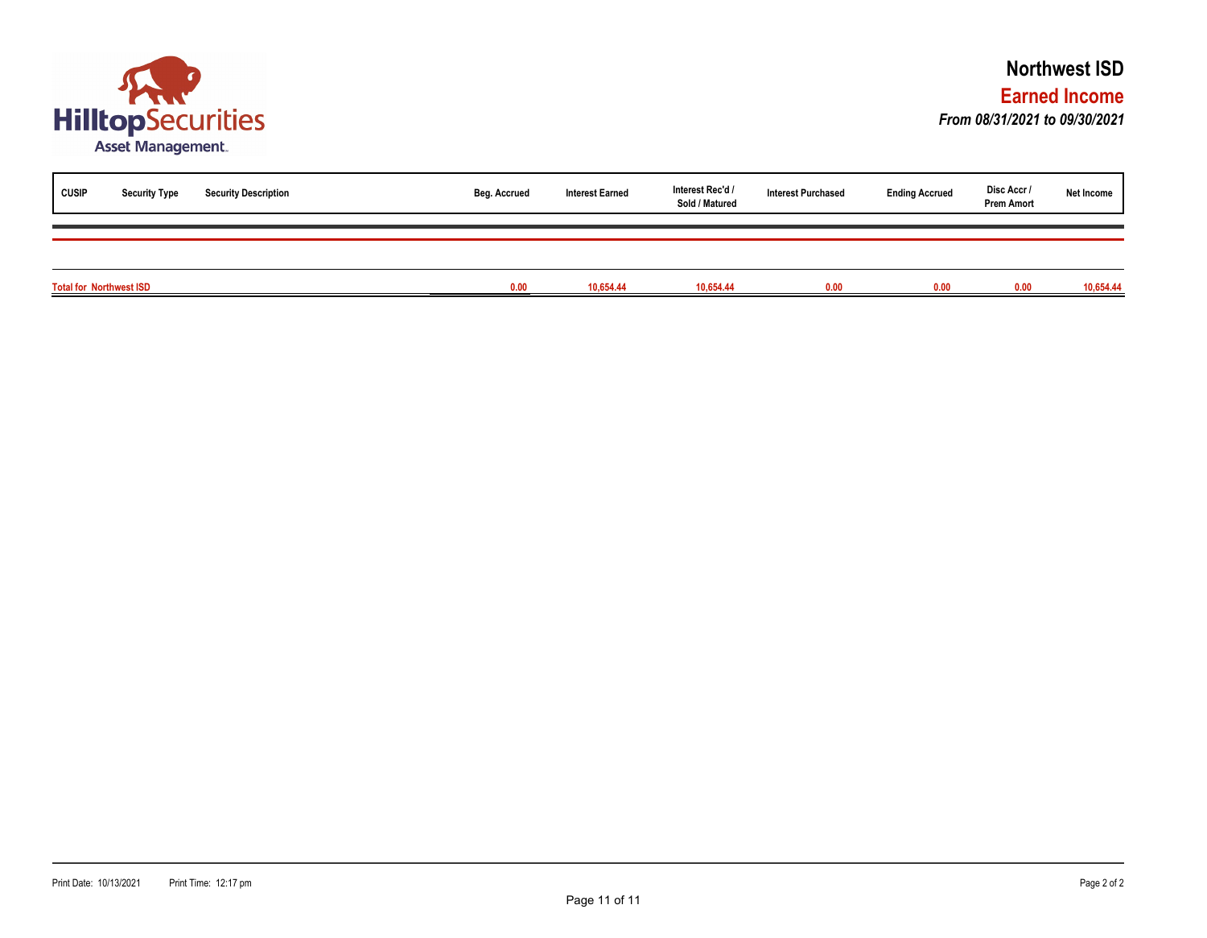# Northwest ISD

## Earned Income

***From 08/31/2021 to 09/30/2021***

| CUSIP | Security Type | Security Description | Beg. Accrued | Interest Earned | Interest Rec'd / Sold / Matured | Interest Purchased | Ending Accrued | Disc Accr / Prem Amort | Net Income |
|---|---|---|---|---|---|---|---|---|---|
| **Total for Northwest ISD** | | | **0.00** | **10,654.44** | **10,654.44** | **0.00** | **0.00** | **0.00** | **10,654.44** |

Print Date: 10/13/2021 Print Time: 12:17 pm